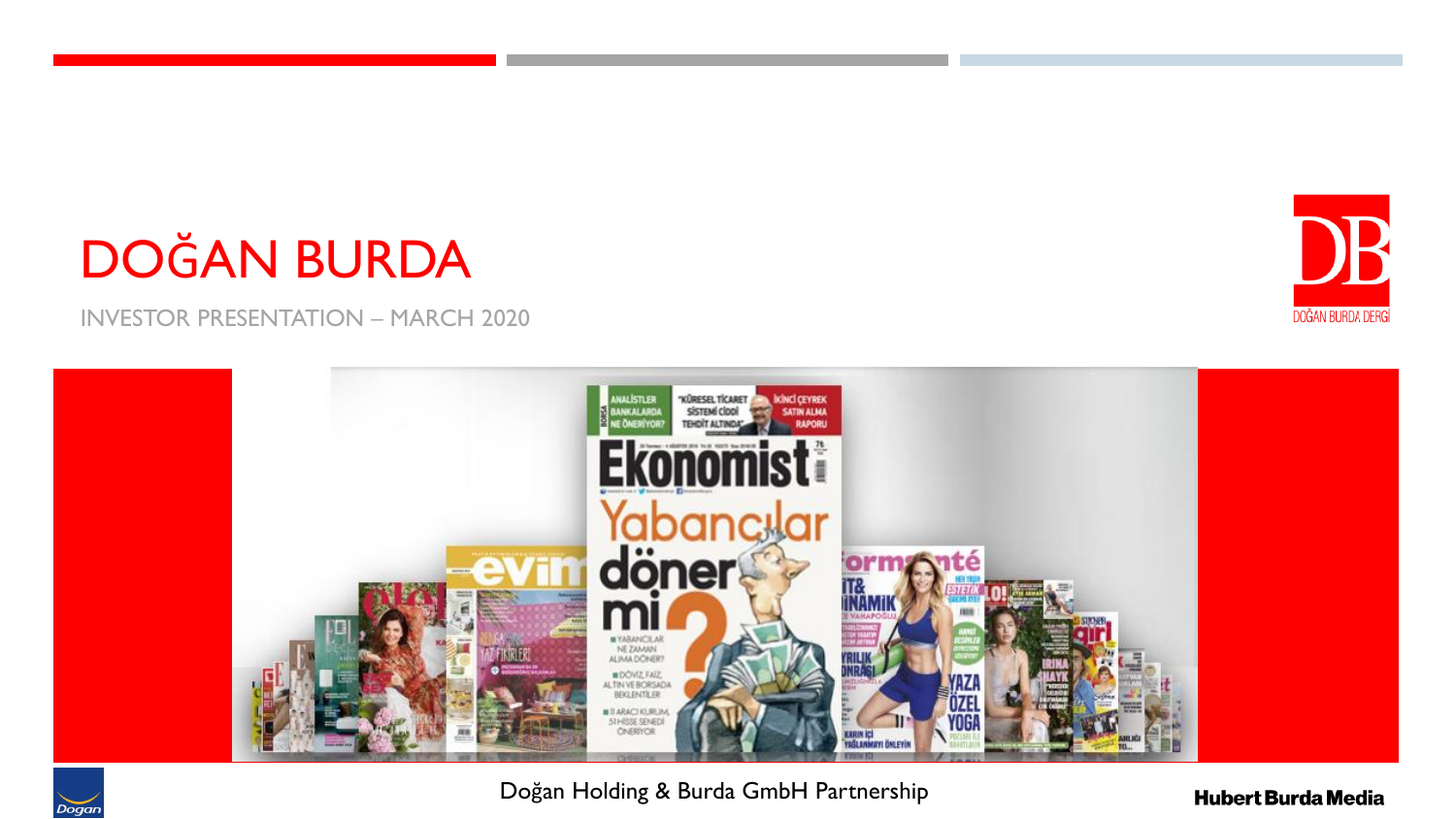# DOĞAN BURDA

INVESTOR PRESENTATION – MARCH 2020

Doğan Holding & Burda GmbH Partnership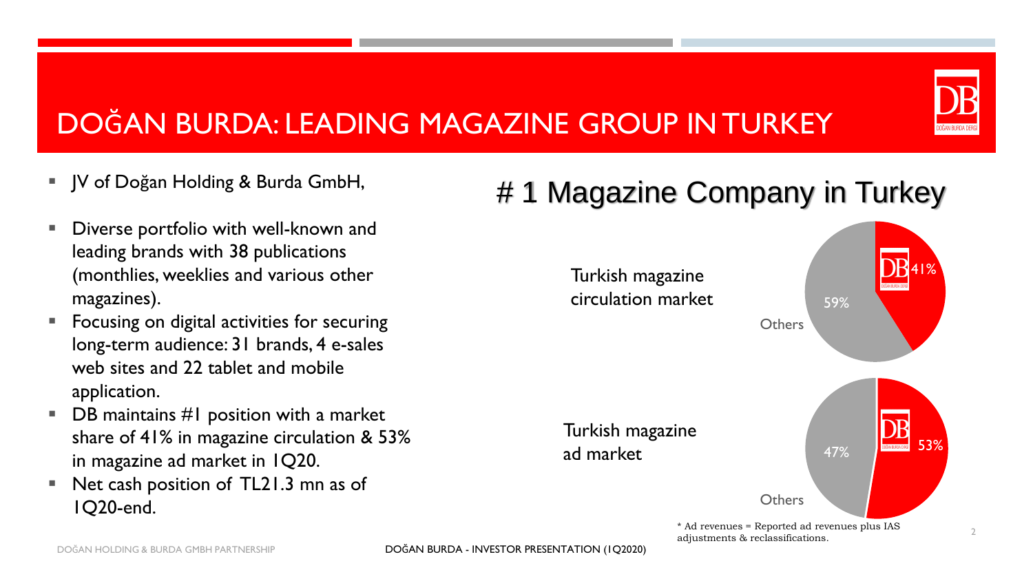# DOĞAN BURDA: LEADING MAGAZINE GROUP IN TURKEY

- JV of Doğan Holding & Burda GmbH,
- Diverse portfolio with well-known and leading brands with 38 publications (monthlies, weeklies and various other magazines).
- Focusing on digital activities for securing long-term audience: 31 brands, 4 e-sales web sites and 22 tablet and mobile application.
- DB maintains #1 position with a market share of 41% in magazine circulation & 53% in magazine ad market in 1Q20.
- Net cash position of TL21.3 mn as of 1Q20-end.

## # 1 Magazine Company in Turkey

Turkish magazine circulation market

- DB: 41%
- Others: 59%

Turkish magazine ad market

- DB: 53%
- Others: 47%

* Ad revenues = Reported ad revenues plus IAS adjustments & reclassifications.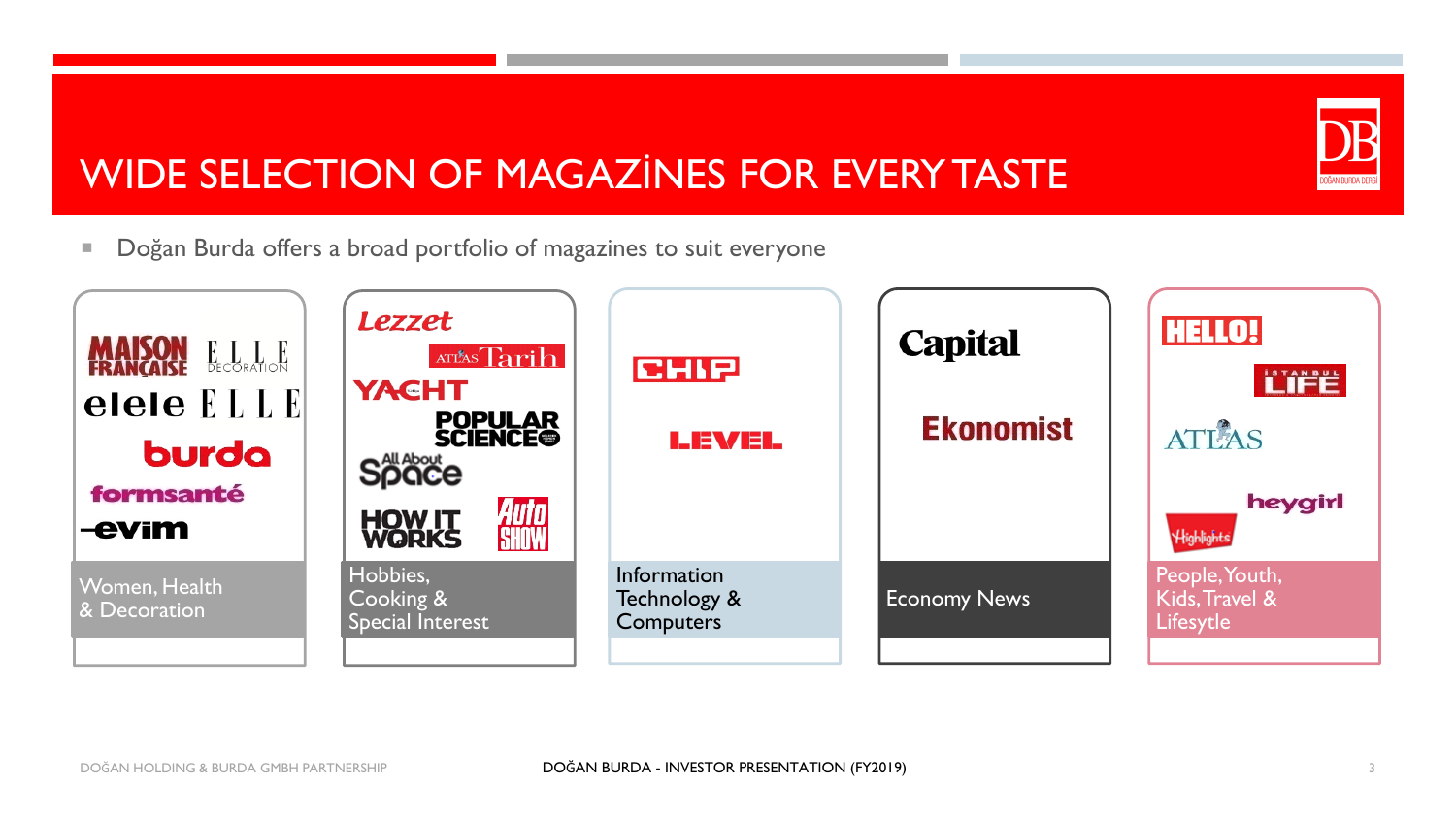# WIDE SELECTION OF MAGAZİNES FOR EVERY TASTE

- Doğan Burda offers a broad portfolio of magazines to suit everyone

| Women, Health & Decoration | Hobbies, Cooking & Special Interest | Information Technology & Computers | Economy News | People, Youth, Kids, Travel & Lifesytle |
|---|---|---|---|---|
| Maison Française, Elle Decoration, elele, ELLE, burda, formsanté, evim | Lezzet, Atlas Tarih, Yacht, Popular Science, All About Space, How It Works, Auto Show | CHIP, LEVEL | Capital, Ekonomist | HELLO!, İstanbul Life, Atlas, heygirl, Highlights |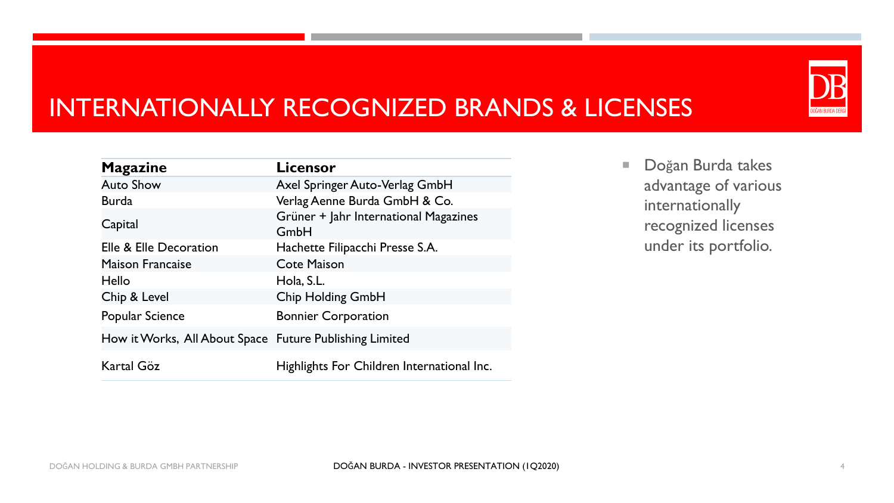# INTERNATIONALLY RECOGNIZED BRANDS & LICENSES

| Magazine | Licensor |
|---|---|
| Auto Show | Axel Springer Auto-Verlag GmbH |
| Burda | Verlag Aenne Burda GmbH & Co. |
| Capital | Grüner + Jahr International Magazines GmbH |
| Elle & Elle Decoration | Hachette Filipacchi Presse S.A. |
| Maison Francaise | Cote Maison |
| Hello | Hola, S.L. |
| Chip & Level | Chip Holding GmbH |
| Popular Science | Bonnier Corporation |
| How it Works, All About Space | Future Publishing Limited |
| Kartal Göz | Highlights For Children International Inc. |

- Doğan Burda takes advantage of various internationally recognized licenses under its portfolio.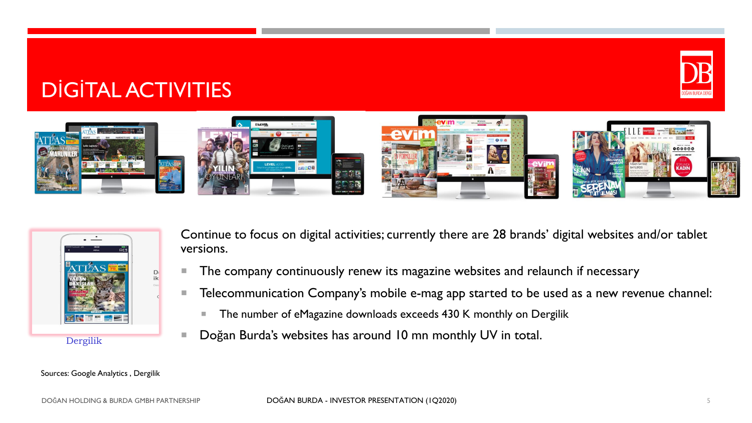# DİGİTAL ACTIVITIES

Dergilik

Continue to focus on digital activities; currently there are 28 brands' digital websites and/or tablet versions.

- The company continuously renew its magazine websites and relaunch if necessary
- Telecommunication Company's mobile e-mag app started to be used as a new revenue channel:
  - The number of eMagazine downloads exceeds 430 K monthly on Dergilik
- Doğan Burda's websites has around 10 mn monthly UV in total.

Sources: Google Analytics , Dergilik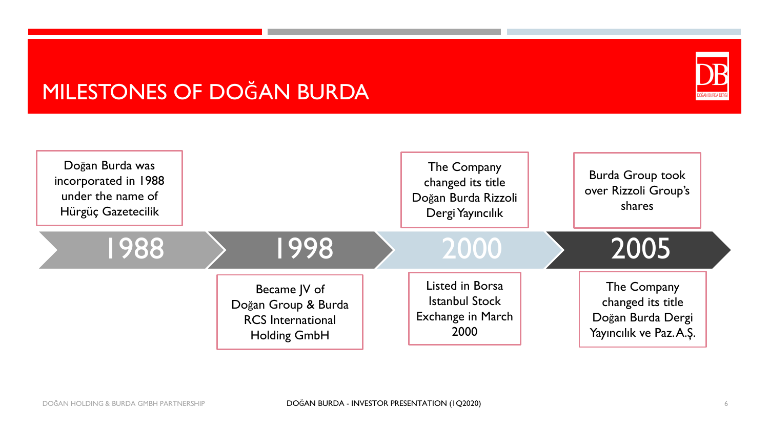# MILESTONES OF DOĞAN BURDA

## 1988

Doğan Burda was incorporated in 1988 under the name of Hürgüç Gazetecilik

## 1998

Became JV of Doğan Group & Burda RCS International Holding GmbH

## 2000

The Company changed its title Doğan Burda Rizzoli Dergi Yayıncılık

Listed in Borsa Istanbul Stock Exchange in March 2000

## 2005

Burda Group took over Rizzoli Group's shares

The Company changed its title Doğan Burda Dergi Yayıncılık ve Paz. A.Ş.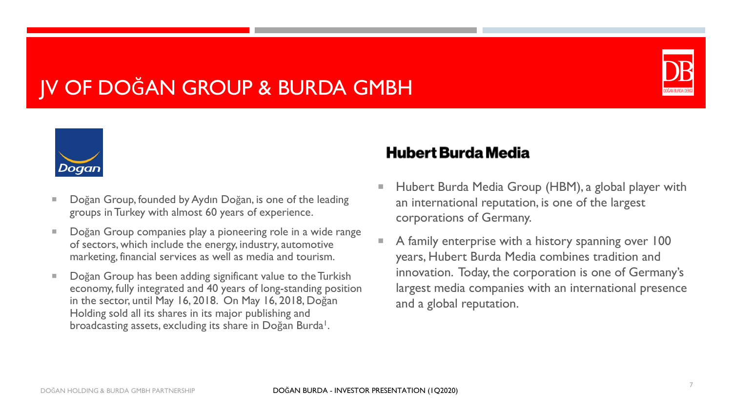# JV OF DOĞAN GROUP & BURDA GMBH

Dogan

- Doğan Group, founded by Aydın Doğan, is one of the leading groups in Turkey with almost 60 years of experience.
- Doğan Group companies play a pioneering role in a wide range of sectors, which include the energy, industry, automotive marketing, financial services as well as media and tourism.
- Doğan Group has been adding significant value to the Turkish economy, fully integrated and 40 years of long-standing position in the sector, until May 16, 2018. On May 16, 2018, Doğan Holding sold all its shares in its major publishing and broadcasting assets, excluding its share in Doğan Burda[1].

**Hubert Burda Media**

- Hubert Burda Media Group (HBM), a global player with an international reputation, is one of the largest corporations of Germany.
- A family enterprise with a history spanning over 100 years, Hubert Burda Media combines tradition and innovation. Today, the corporation is one of Germany's largest media companies with an international presence and a global reputation.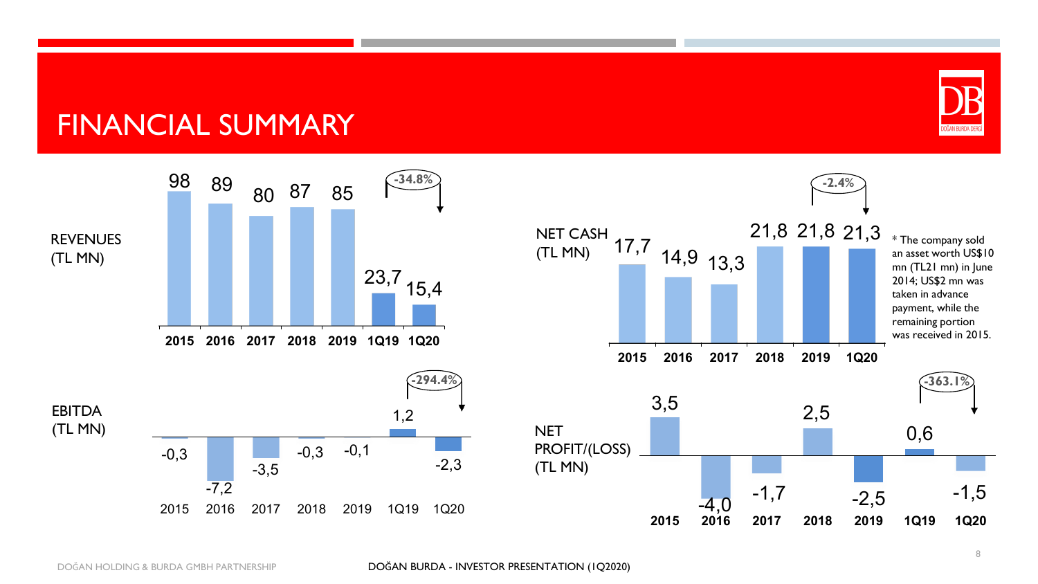# FINANCIAL SUMMARY

**REVENUES (TL MN)**

| 2015 | 2016 | 2017 | 2018 | 2019 | 1Q19 | 1Q20 |
|---|---|---|---|---|---|---|
| 98 | 89 | 80 | 87 | 85 | 23,7 | 15,4 |

-34.8%

**NET CASH (TL MN)**

| 2015 | 2016 | 2017 | 2018 | 2019 | 1Q20 |
|---|---|---|---|---|---|
| 17,7 | 14,9 | 13,3 | 21,8 | 21,8 | 21,3 |

-2.4%

* The company sold an asset worth US$10 mn (TL21 mn) in June 2014; US$2 mn was taken in advance payment, while the remaining portion was received in 2015.

**EBITDA (TL MN)**

| 2015 | 2016 | 2017 | 2018 | 2019 | 1Q19 | 1Q20 |
|---|---|---|---|---|---|---|
| -0,3 | -7,2 | -3,5 | -0,3 | -0,1 | 1,2 | -2,3 |

-294.4%

**NET PROFIT/(LOSS) (TL MN)**

| 2015 | 2016 | 2017 | 2018 | 2019 | 1Q19 | 1Q20 |
|---|---|---|---|---|---|---|
| 3,5 | -4,0 | -1,7 | 2,5 | -2,5 | 0,6 | -1,5 |

-363.1%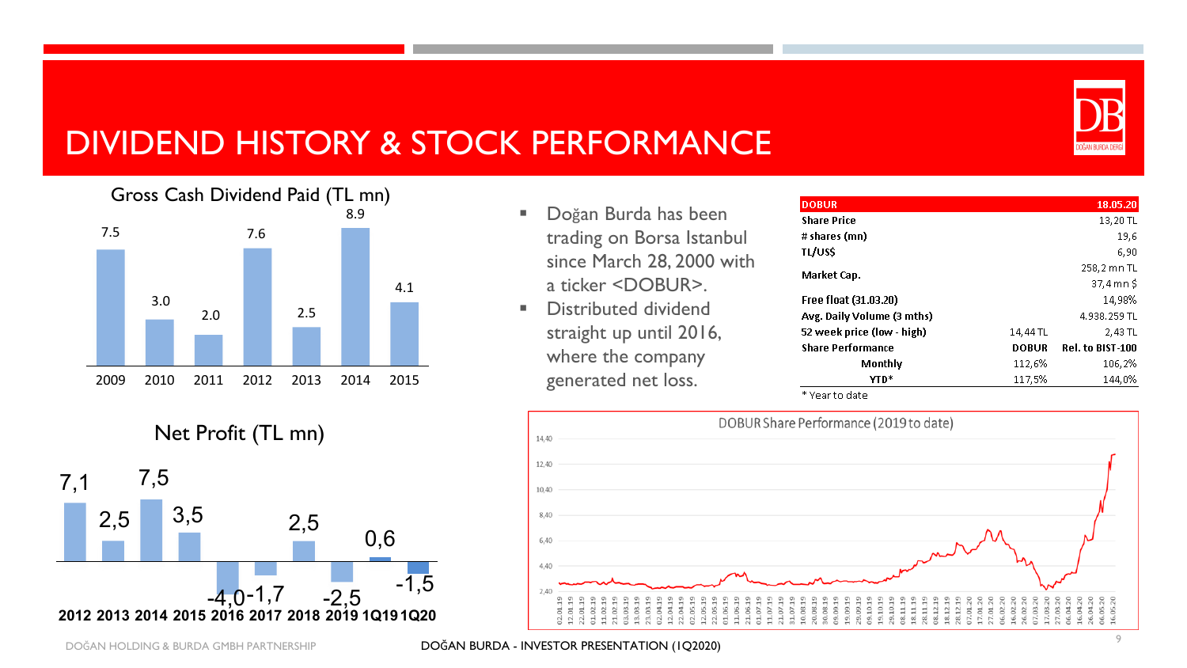# DIVIDEND HISTORY & STOCK PERFORMANCE

**Gross Cash Dividend Paid (TL mn)**

| 2009 | 2010 | 2011 | 2012 | 2013 | 2014 | 2015 |
|---|---|---|---|---|---|---|
| 7.5 | 3.0 | 2.0 | 7.6 | 2.5 | 8.9 | 4.1 |

**Net Profit (TL mn)**

| 2012 | 2013 | 2014 | 2015 | 2016 | 2017 | 2018 | 2019 | 1Q19 | 1Q20 |
|---|---|---|---|---|---|---|---|---|---|
| 7,1 | 2,5 | 7,5 | 3,5 | -4,0 | -1,7 | 2,5 | -2,5 | 0,6 | -1,5 |

- Doğan Burda has been trading on Borsa Istanbul since March 28, 2000 with a ticker <DOBUR>.
- Distributed dividend straight up until 2016, where the company generated net loss.

| DOBUR | | 18.05.20 |
|---|---|---|
| Share Price | | 13,20 TL |
| # shares (mn) | | 19,6 |
| TL/US$ | | 6,90 |
| Market Cap. | | 258,2 mn TL |
| | | 37,4 mn $ |
| Free float (31.03.20) | | 14,98% |
| Avg. Daily Volume (3 mths) | | 4.938.259 TL |
| 52 week price (low - high) | 14,44 TL | 2,43 TL |
| Share Performance | DOBUR | Rel. to BIST-100 |
| Monthly | 112,6% | 106,2% |
| YTD* | 117,5% | 144,0% |

\* Year to date

**DOBUR Share Performance (2019 to date)**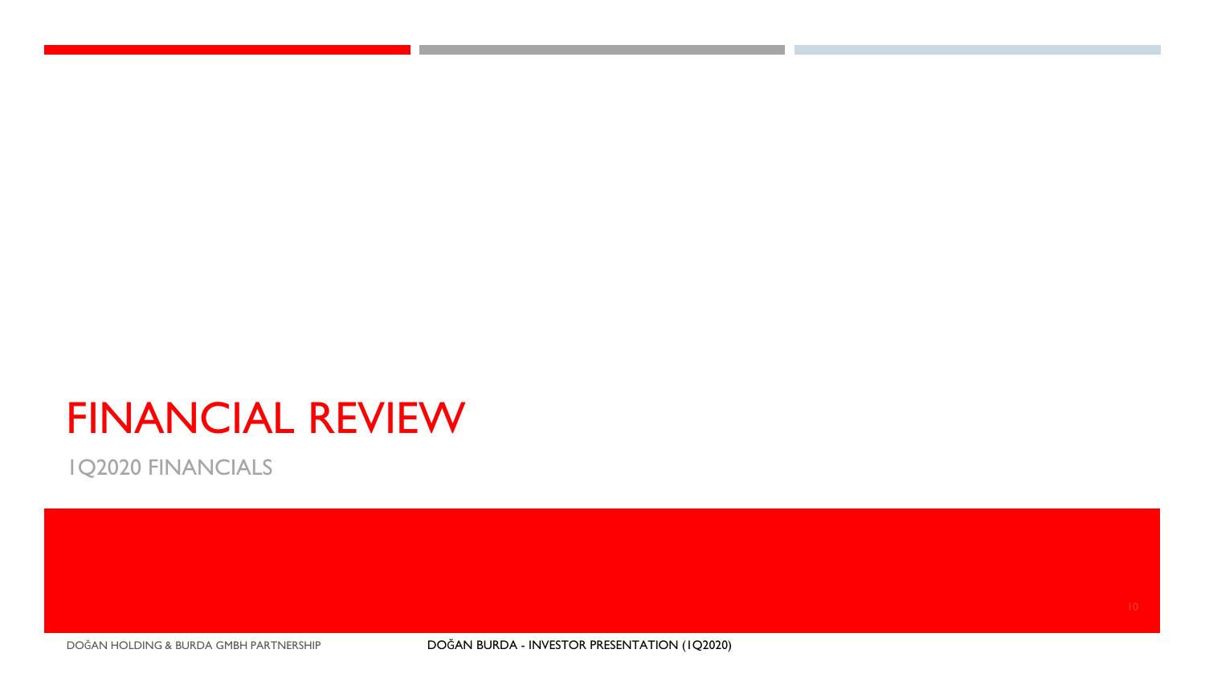# FINANCIAL REVIEW

1Q2020 FINANCIALS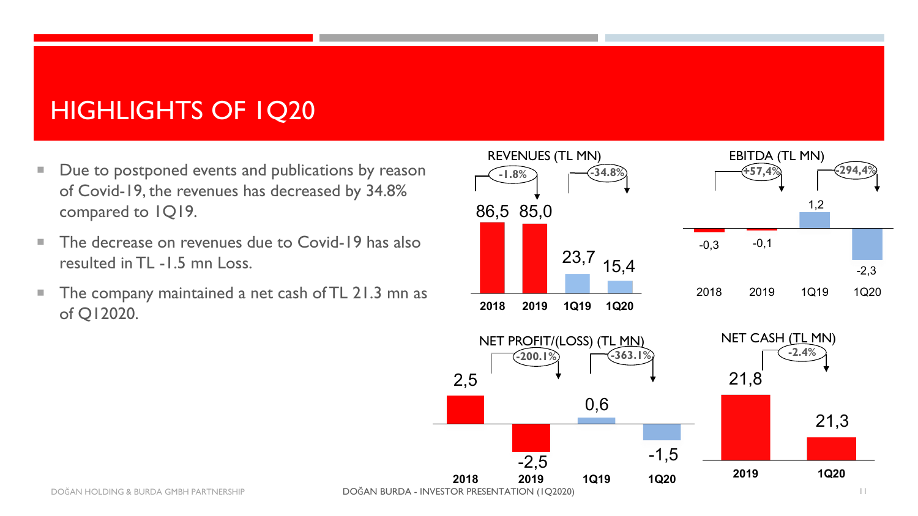# HIGHLIGHTS OF 1Q20

- Due to postponed events and publications by reason of Covid-19, the revenues has decreased by 34.8% compared to 1Q19.
- The decrease on revenues due to Covid-19 has also resulted in TL -1.5 mn Loss.
- The company maintained a net cash of TL 21.3 mn as of Q12020.

**REVENUES (TL MN)**

| | 2018 | 2019 | 1Q19 | 1Q20 |
|---|---|---|---|---|
| Revenues | 86,5 | 85,0 | 23,7 | 15,4 |
| Change | | -1.8% | | -34.8% |

**EBITDA (TL MN)**

| | 2018 | 2019 | 1Q19 | 1Q20 |
|---|---|---|---|---|
| EBITDA | -0,3 | -0,1 | 1,2 | -2,3 |
| Change | | +57,4% | | -294,4% |

**NET PROFIT/(LOSS) (TL MN)**

| | 2018 | 2019 | 1Q19 | 1Q20 |
|---|---|---|---|---|
| Net Profit/(Loss) | 2,5 | -2,5 | 0,6 | -1,5 |
| Change | | -200.1% | | -363.1% |

**NET CASH (TL MN)**

| | 2019 | 1Q20 |
|---|---|---|
| Net Cash | 21,8 | 21,3 |
| Change | | -2.4% |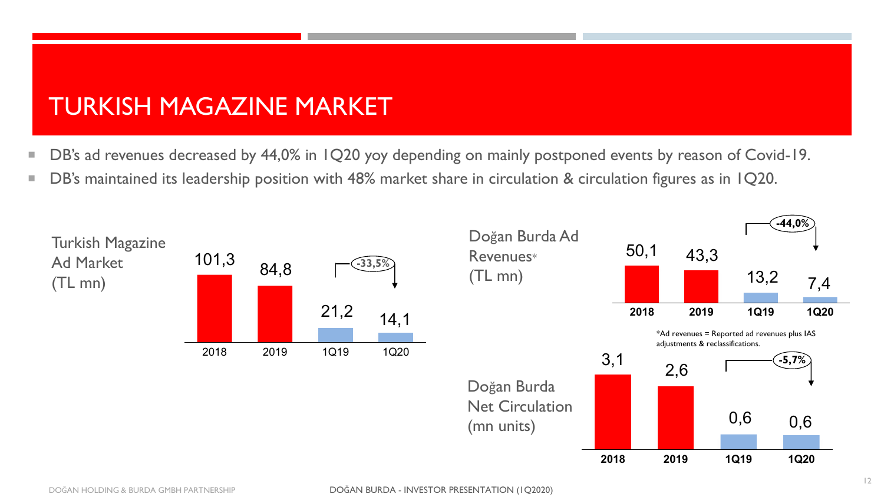# TURKISH MAGAZINE MARKET

- DB's ad revenues decreased by 44,0% in 1Q20 yoy depending on mainly postponed events by reason of Covid-19.
- DB's maintained its leadership position with 48% market share in circulation & circulation figures as in 1Q20.

**Turkish Magazine Ad Market (TL mn)**

| 2018 | 2019 | 1Q19 | 1Q20 |
|---|---|---|---|
| 101,3 | 84,8 | 21,2 | 14,1 |

1Q19 → 1Q20: -33,5%

**Doğan Burda Ad Revenues* (TL mn)**

| 2018 | 2019 | 1Q19 | 1Q20 |
|---|---|---|---|
| 50,1 | 43,3 | 13,2 | 7,4 |

1Q19 → 1Q20: -44,0%

*Ad revenues = Reported ad revenues plus IAS adjustments & reclassifications.

**Doğan Burda Net Circulation (mn units)**

| 2018 | 2019 | 1Q19 | 1Q20 |
|---|---|---|---|
| 3,1 | 2,6 | 0,6 | 0,6 |

1Q19 → 1Q20: -5,7%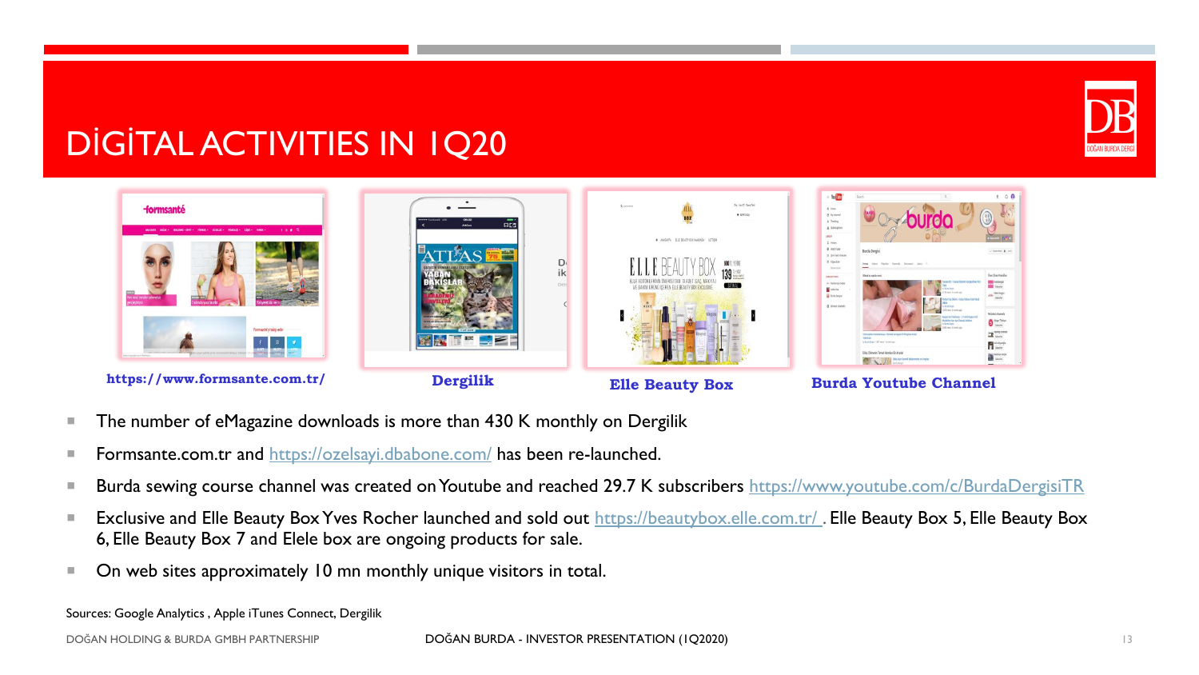# DİGİTAL ACTIVITIES IN 1Q20

https://www.formsante.com.tr/

**Dergilik**

**Elle Beauty Box**

**Burda Youtube Channel**

- The number of eMagazine downloads is more than 430 K monthly on Dergilik
- Formsante.com.tr and https://ozelsayi.dbabone.com/ has been re-launched.
- Burda sewing course channel was created on Youtube and reached 29.7 K subscribers https://www.youtube.com/c/BurdaDergisiTR
- Exclusive and Elle Beauty Box Yves Rocher launched and sold out https://beautybox.elle.com.tr/ . Elle Beauty Box 5, Elle Beauty Box 6, Elle Beauty Box 7 and Elele box are ongoing products for sale.
- On web sites approximately 10 mn monthly unique visitors in total.

Sources: Google Analytics , Apple iTunes Connect, Dergilik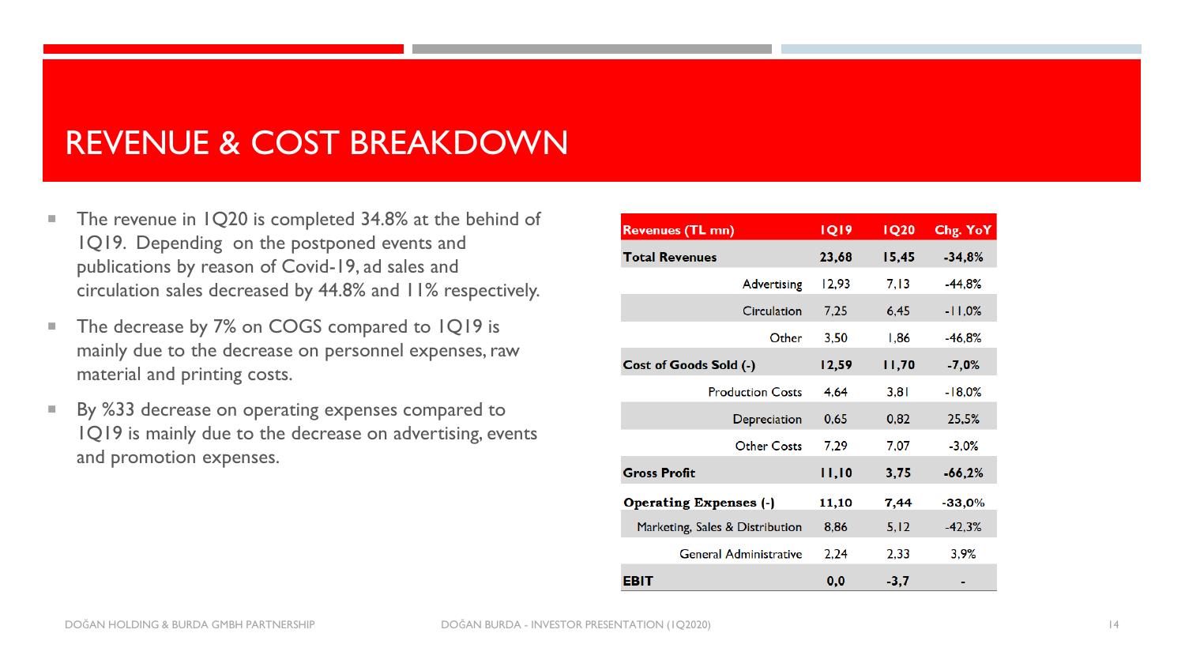# REVENUE & COST BREAKDOWN

- The revenue in 1Q20 is completed 34.8% at the behind of 1Q19. Depending on the postponed events and publications by reason of Covid-19, ad sales and circulation sales decreased by 44.8% and 11% respectively.
- The decrease by 7% on COGS compared to 1Q19 is mainly due to the decrease on personnel expenses, raw material and printing costs.
- By %33 decrease on operating expenses compared to 1Q19 is mainly due to the decrease on advertising, events and promotion expenses.

| Revenues (TL mn) | 1Q19 | 1Q20 | Chg. YoY |
|---|---|---|---|
| **Total Revenues** | **23,68** | **15,45** | **-34,8%** |
| Advertising | 12,93 | 7,13 | -44,8% |
| Circulation | 7,25 | 6,45 | -11,0% |
| Other | 3,50 | 1,86 | -46,8% |
| **Cost of Goods Sold (-)** | **12,59** | **11,70** | **-7,0%** |
| Production Costs | 4,64 | 3,81 | -18,0% |
| Depreciation | 0,65 | 0,82 | 25,5% |
| Other Costs | 7,29 | 7,07 | -3,0% |
| **Gross Profit** | **11,10** | **3,75** | **-66,2%** |
| **Operating Expenses (-)** | **11,10** | **7,44** | **-33,0%** |
| Marketing, Sales & Distribution | 8,86 | 5,12 | -42,3% |
| General Administrative | 2,24 | 2,33 | 3,9% |
| **EBIT** | **0,0** | **-3,7** | **-** |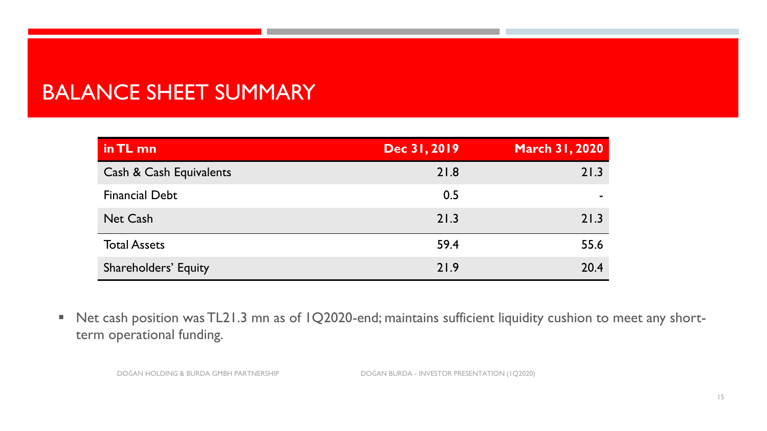# BALANCE SHEET SUMMARY

| in TL mn | Dec 31, 2019 | March 31, 2020 |
|---|---|---|
| Cash & Cash Equivalents | 21.8 | 21.3 |
| Financial Debt | 0.5 | - |
| Net Cash | 21.3 | 21.3 |
| Total Assets | 59.4 | 55.6 |
| Shareholders' Equity | 21.9 | 20.4 |

- Net cash position was TL21.3 mn as of 1Q2020-end; maintains sufficient liquidity cushion to meet any short-term operational funding.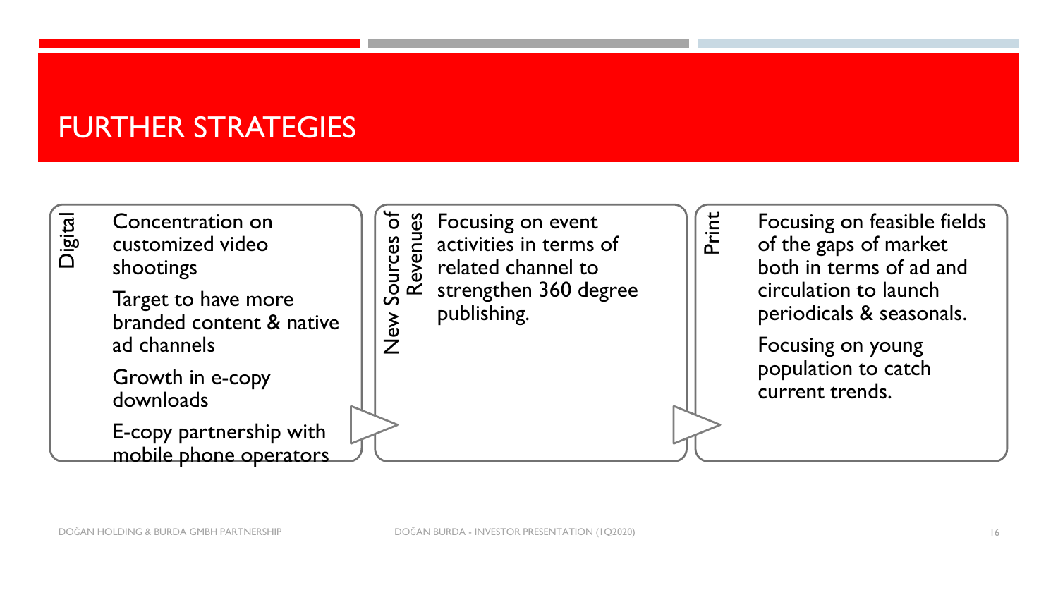# FURTHER STRATEGIES

## Digital

- Concentration on customized video shootings
- Target to have more branded content & native ad channels
- Growth in e-copy downloads
- E-copy partnership with mobile phone operators

## New Sources of Revenues

- Focusing on event activities in terms of related channel to strengthen 360 degree publishing.

## Print

- Focusing on feasible fields of the gaps of market both in terms of ad and circulation to launch periodicals & seasonals.
- Focusing on young population to catch current trends.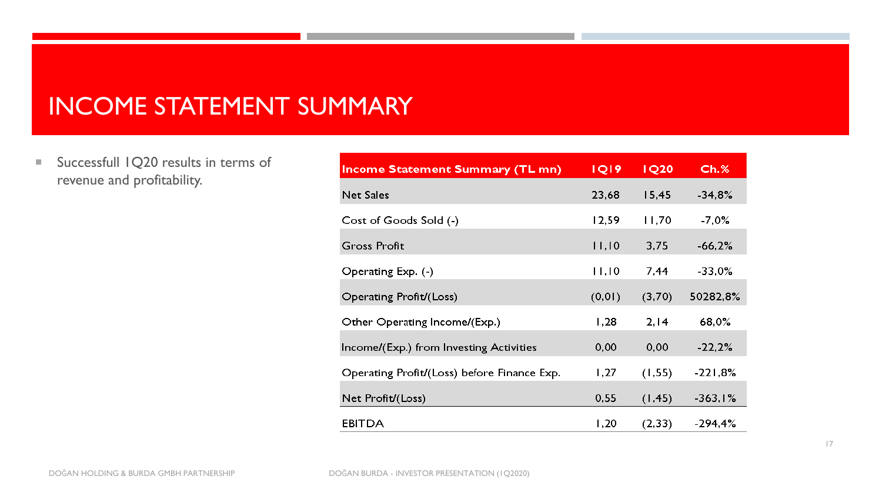# INCOME STATEMENT SUMMARY

- Successfull 1Q20 results in terms of revenue and profitability.

| Income Statement Summary (TL mn) | 1Q19 | 1Q20 | Ch.% |
|---|---|---|---|
| Net Sales | 23,68 | 15,45 | -34,8% |
| Cost of Goods Sold (-) | 12,59 | 11,70 | -7,0% |
| Gross Profit | 11,10 | 3,75 | -66,2% |
| Operating Exp. (-) | 11,10 | 7,44 | -33,0% |
| Operating Profit/(Loss) | (0,01) | (3,70) | 50282,8% |
| Other Operating Income/(Exp.) | 1,28 | 2,14 | 68,0% |
| Income/(Exp.) from Investing Activities | 0,00 | 0,00 | -22,2% |
| Operating Profit/(Loss) before Finance Exp. | 1,27 | (1,55) | -221,8% |
| Net Profit/(Loss) | 0,55 | (1,45) | -363,1% |
| EBITDA | 1,20 | (2,33) | -294,4% |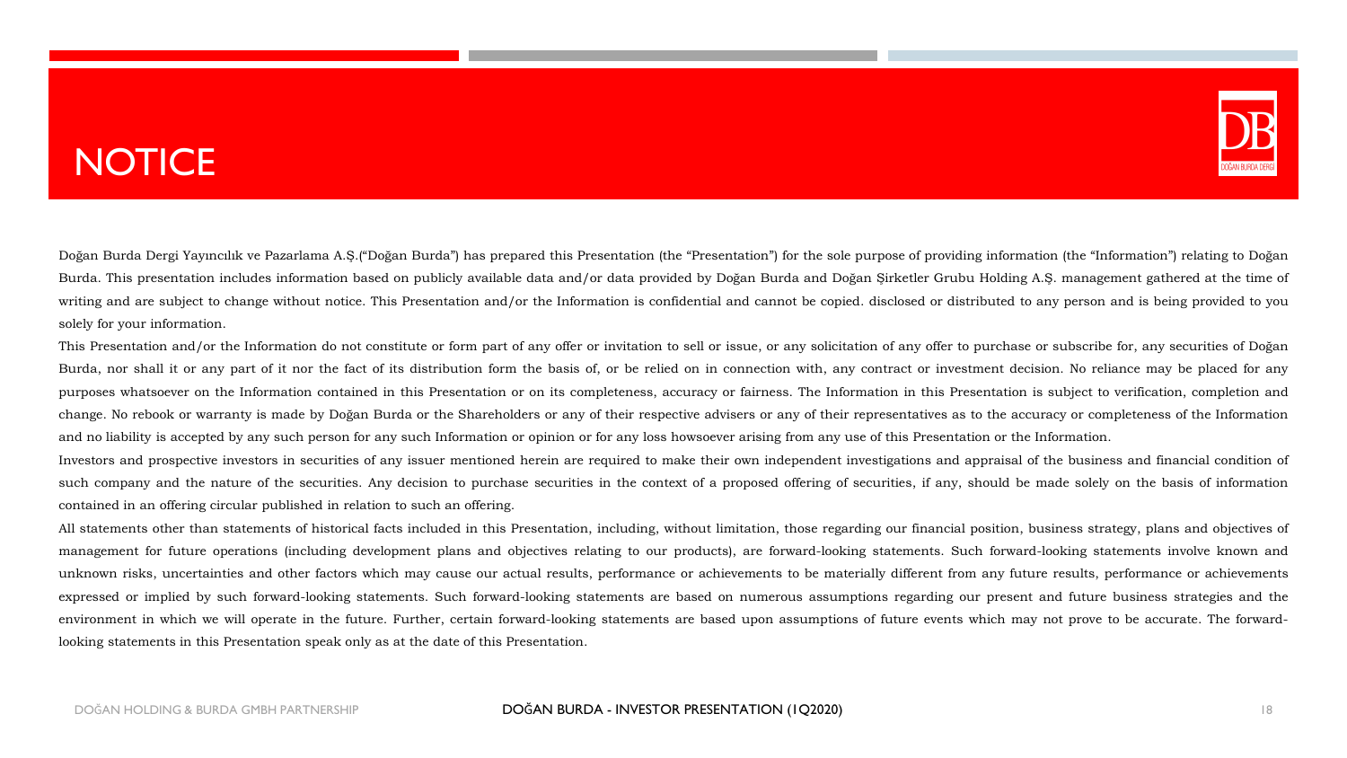# NOTICE

Doğan Burda Dergi Yayıncılık ve Pazarlama A.Ş.("Doğan Burda") has prepared this Presentation (the "Presentation") for the sole purpose of providing information (the "Information") relating to Doğan Burda. This presentation includes information based on publicly available data and/or data provided by Doğan Burda and Doğan Şirketler Grubu Holding A.Ş. management gathered at the time of writing and are subject to change without notice. This Presentation and/or the Information is confidential and cannot be copied. disclosed or distributed to any person and is being provided to you solely for your information.

This Presentation and/or the Information do not constitute or form part of any offer or invitation to sell or issue, or any solicitation of any offer to purchase or subscribe for, any securities of Doğan Burda, nor shall it or any part of it nor the fact of its distribution form the basis of, or be relied on in connection with, any contract or investment decision. No reliance may be placed for any purposes whatsoever on the Information contained in this Presentation or on its completeness, accuracy or fairness. The Information in this Presentation is subject to verification, completion and change. No rebook or warranty is made by Doğan Burda or the Shareholders or any of their respective advisers or any of their representatives as to the accuracy or completeness of the Information and no liability is accepted by any such person for any such Information or opinion or for any loss howsoever arising from any use of this Presentation or the Information.

Investors and prospective investors in securities of any issuer mentioned herein are required to make their own independent investigations and appraisal of the business and financial condition of such company and the nature of the securities. Any decision to purchase securities in the context of a proposed offering of securities, if any, should be made solely on the basis of information contained in an offering circular published in relation to such an offering.

All statements other than statements of historical facts included in this Presentation, including, without limitation, those regarding our financial position, business strategy, plans and objectives of management for future operations (including development plans and objectives relating to our products), are forward-looking statements. Such forward-looking statements involve known and unknown risks, uncertainties and other factors which may cause our actual results, performance or achievements to be materially different from any future results, performance or achievements expressed or implied by such forward-looking statements. Such forward-looking statements are based on numerous assumptions regarding our present and future business strategies and the environment in which we will operate in the future. Further, certain forward-looking statements are based upon assumptions of future events which may not prove to be accurate. The forward-looking statements in this Presentation speak only as at the date of this Presentation.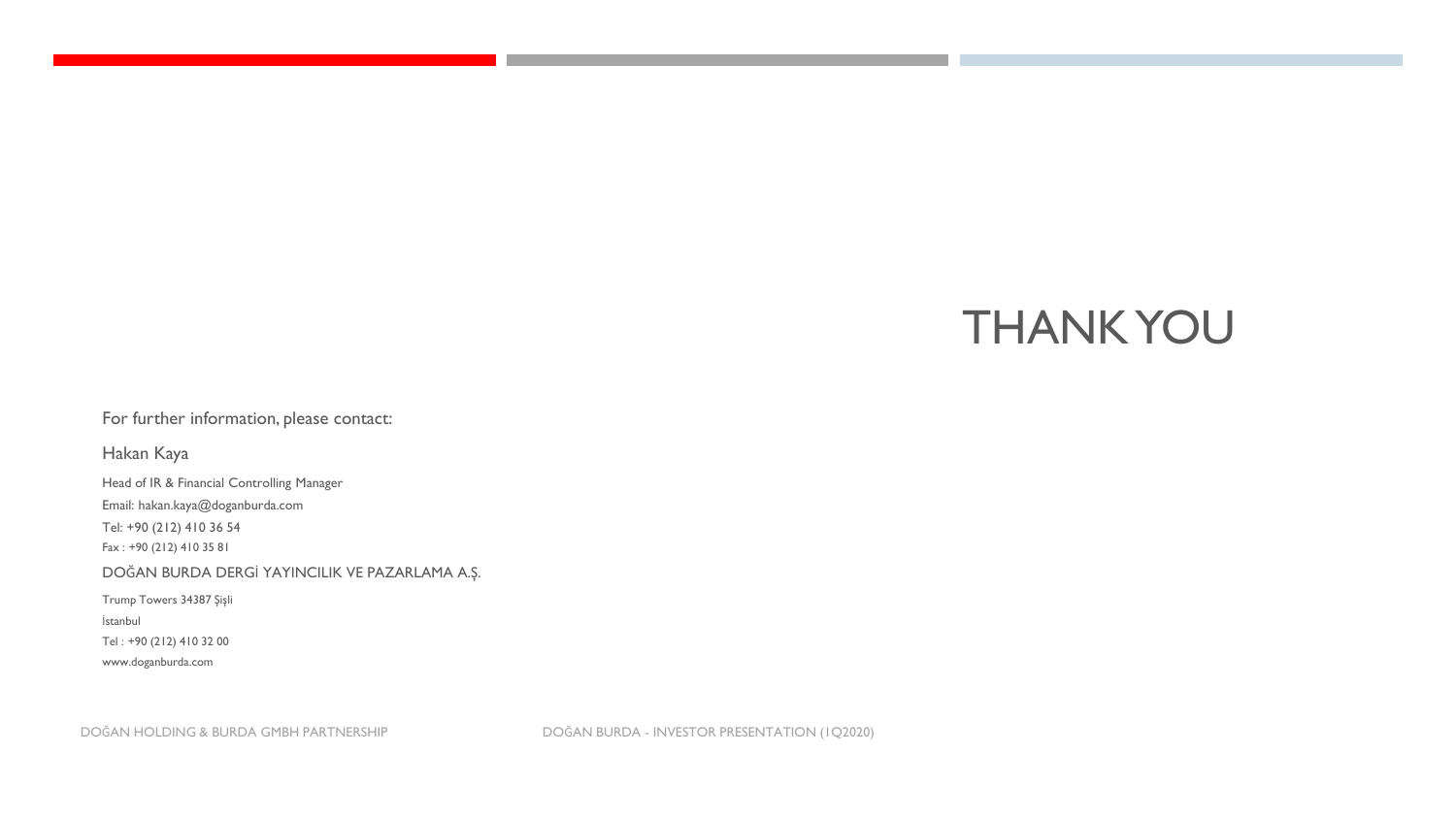# THANK YOU

For further information, please contact:

Hakan Kaya

Head of IR & Financial Controlling Manager

Email: hakan.kaya@doganburda.com

Tel: +90 (212) 410 36 54

Fax : +90 (212) 410 35 81

DOĞAN BURDA DERGİ YAYINCILIK VE PAZARLAMA A.Ş.

Trump Towers 34387 Şişli

İstanbul

Tel : +90 (212) 410 32 00

www.doganburda.com